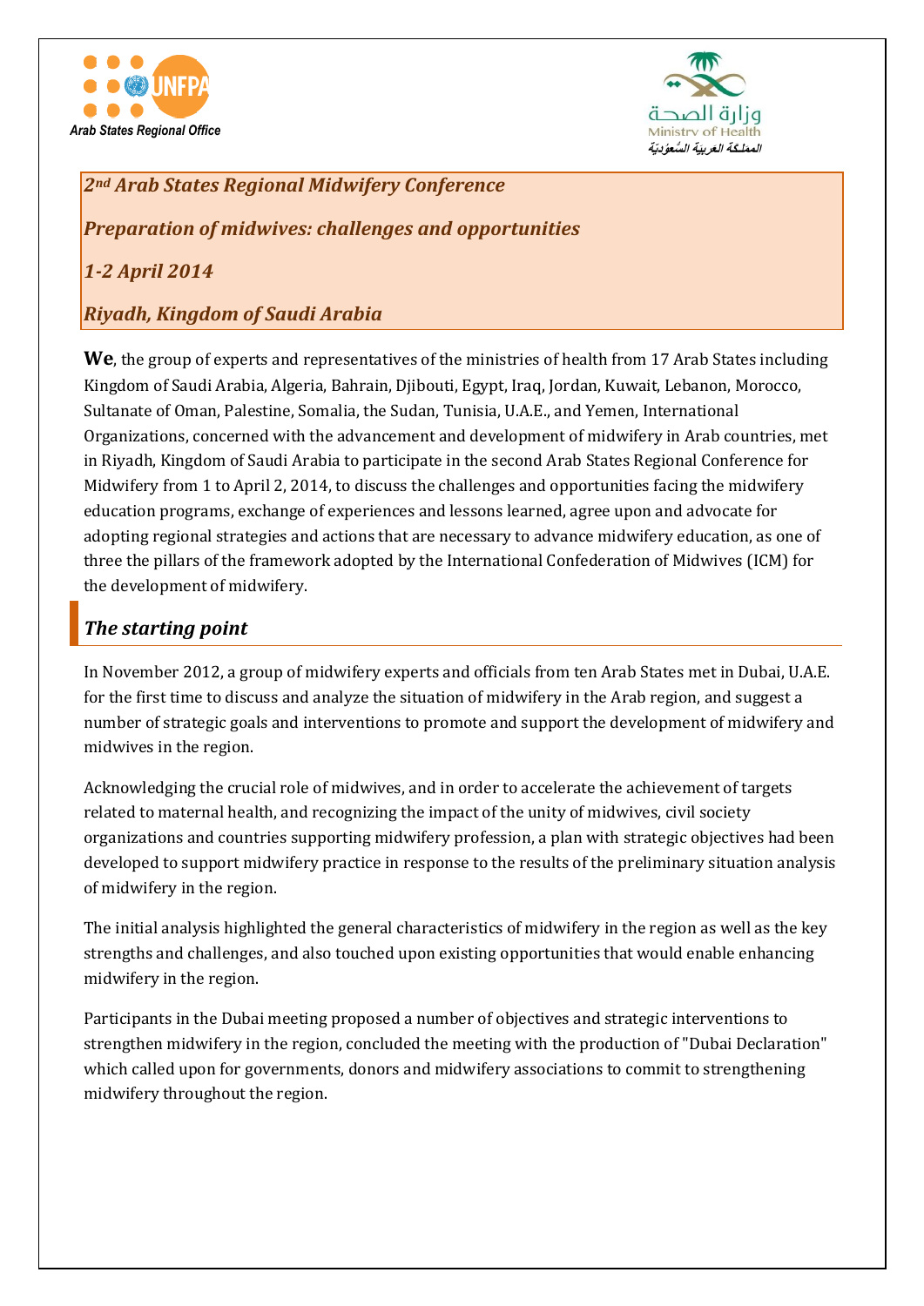Arab States Regional Office

وزارة الصحة
Ministry of Health
المملكة العربية السعودية

*2nd Arab States Regional Midwifery Conference*

*Preparation of midwives: challenges and opportunities*

*1-2 April 2014*

*Riyadh, Kingdom of Saudi Arabia*

**We**, the group of experts and representatives of the ministries of health from 17 Arab States including Kingdom of Saudi Arabia, Algeria, Bahrain, Djibouti, Egypt, Iraq, Jordan, Kuwait, Lebanon, Morocco, Sultanate of Oman, Palestine, Somalia, the Sudan, Tunisia, U.A.E., and Yemen, International Organizations, concerned with the advancement and development of midwifery in Arab countries, met in Riyadh, Kingdom of Saudi Arabia to participate in the second Arab States Regional Conference for Midwifery from 1 to April 2, 2014, to discuss the challenges and opportunities facing the midwifery education programs, exchange of experiences and lessons learned, agree upon and advocate for adopting regional strategies and actions that are necessary to advance midwifery education, as one of three the pillars of the framework adopted by the International Confederation of Midwives (ICM) for the development of midwifery.

## *The starting point*

In November 2012, a group of midwifery experts and officials from ten Arab States met in Dubai, U.A.E. for the first time to discuss and analyze the situation of midwifery in the Arab region, and suggest a number of strategic goals and interventions to promote and support the development of midwifery and midwives in the region.

Acknowledging the crucial role of midwives, and in order to accelerate the achievement of targets related to maternal health, and recognizing the impact of the unity of midwives, civil society organizations and countries supporting midwifery profession, a plan with strategic objectives had been developed to support midwifery practice in response to the results of the preliminary situation analysis of midwifery in the region.

The initial analysis highlighted the general characteristics of midwifery in the region as well as the key strengths and challenges, and also touched upon existing opportunities that would enable enhancing midwifery in the region.

Participants in the Dubai meeting proposed a number of objectives and strategic interventions to strengthen midwifery in the region, concluded the meeting with the production of "Dubai Declaration" which called upon for governments, donors and midwifery associations to commit to strengthening midwifery throughout the region.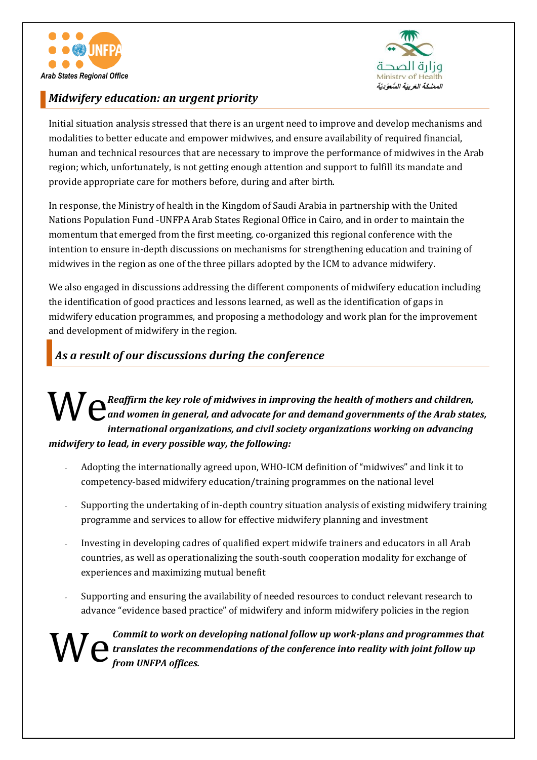## *Midwifery education: an urgent priority*

Initial situation analysis stressed that there is an urgent need to improve and develop mechanisms and modalities to better educate and empower midwives, and ensure availability of required financial, human and technical resources that are necessary to improve the performance of midwives in the Arab region; which, unfortunately, is not getting enough attention and support to fulfill its mandate and provide appropriate care for mothers before, during and after birth.

In response, the Ministry of health in the Kingdom of Saudi Arabia in partnership with the United Nations Population Fund -UNFPA Arab States Regional Office in Cairo, and in order to maintain the momentum that emerged from the first meeting, co-organized this regional conference with the intention to ensure in-depth discussions on mechanisms for strengthening education and training of midwives in the region as one of the three pillars adopted by the ICM to advance midwifery.

We also engaged in discussions addressing the different components of midwifery education including the identification of good practices and lessons learned, as well as the identification of gaps in midwifery education programmes, and proposing a methodology and work plan for the improvement and development of midwifery in the region.

## *As a result of our discussions during the conference*

We ***Reaffirm the key role of midwives in improving the health of mothers and children, and women in general, and advocate for and demand governments of the Arab states, international organizations, and civil society organizations working on advancing midwifery to lead, in every possible way, the following:***

- Adopting the internationally agreed upon, WHO-ICM definition of "midwives" and link it to competency-based midwifery education/training programmes on the national level
- Supporting the undertaking of in-depth country situation analysis of existing midwifery training programme and services to allow for effective midwifery planning and investment
- Investing in developing cadres of qualified expert midwife trainers and educators in all Arab countries, as well as operationalizing the south-south cooperation modality for exchange of experiences and maximizing mutual benefit
- Supporting and ensuring the availability of needed resources to conduct relevant research to advance "evidence based practice" of midwifery and inform midwifery policies in the region

We ***Commit to work on developing national follow up work-plans and programmes that translates the recommendations of the conference into reality with joint follow up from UNFPA offices.***